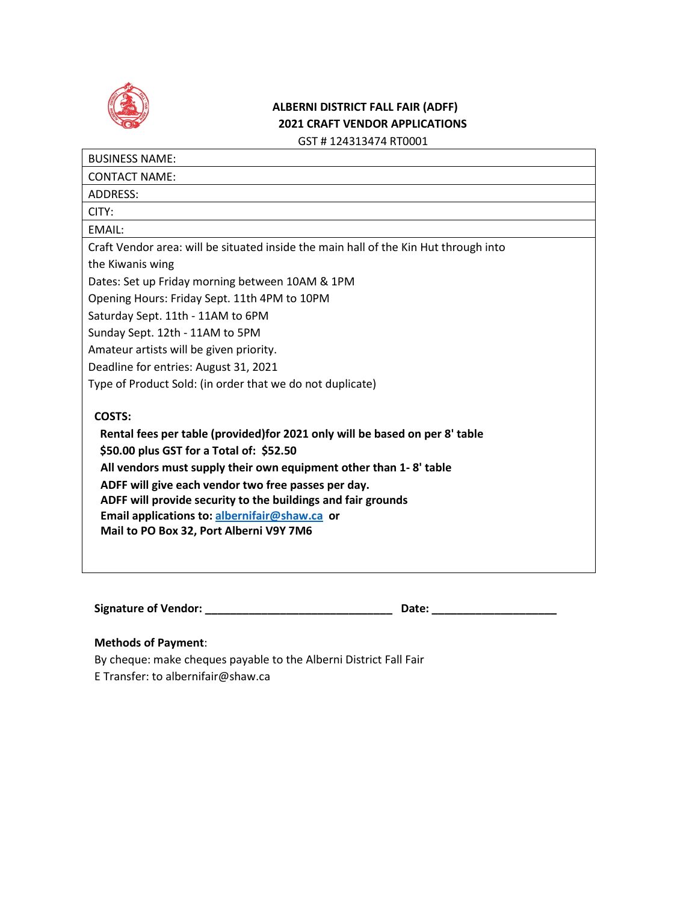# ALBERNI DISTRICT FALL FAIR (ADFF)
## 2021 CRAFT VENDOR APPLICATIONS

GST # 124313474 RT0001

| BUSINESS NAME: |
|---|
| CONTACT NAME: |
| ADDRESS: |
| CITY: |
| EMAIL: |

Craft Vendor area: will be situated inside the main hall of the Kin Hut through into the Kiwanis wing

Dates: Set up Friday morning between 10AM & 1PM

Opening Hours: Friday Sept. 11th 4PM to 10PM

Saturday Sept. 11th - 11AM to 6PM

Sunday Sept. 12th - 11AM to 5PM

Amateur artists will be given priority.

Deadline for entries: August 31, 2021

Type of Product Sold: (in order that we do not duplicate)

**COSTS:**

**Rental fees per table (provided)for 2021 only will be based on per 8' table**
**$50.00 plus GST for a Total of: $52.50**
**All vendors must supply their own equipment other than 1- 8' table**
**ADFF will give each vendor two free passes per day.**
**ADFF will provide security to the buildings and fair grounds**
**Email applications to: [albernifair@shaw.ca](mailto:albernifair@shaw.ca) or**
**Mail to PO Box 32, Port Alberni V9Y 7M6**

**Signature of Vendor:** ______________________________ **Date:** ____________________

**Methods of Payment**:

By cheque: make cheques payable to the Alberni District Fall Fair

E Transfer: to albernifair@shaw.ca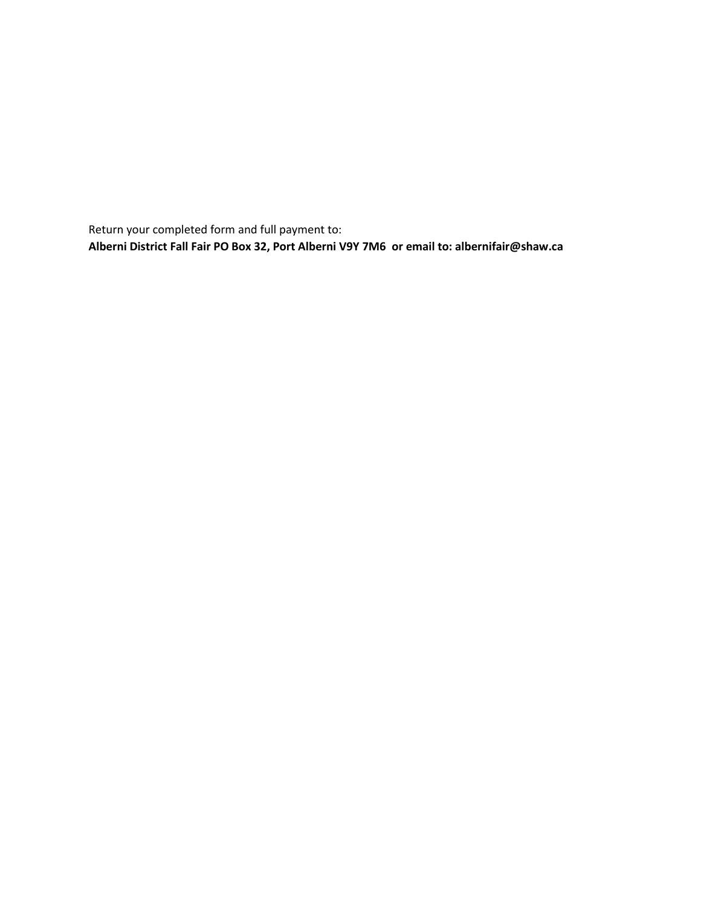Return your completed form and full payment to:
**Alberni District Fall Fair PO Box 32, Port Alberni V9Y 7M6 or email to: albernifair@shaw.ca**